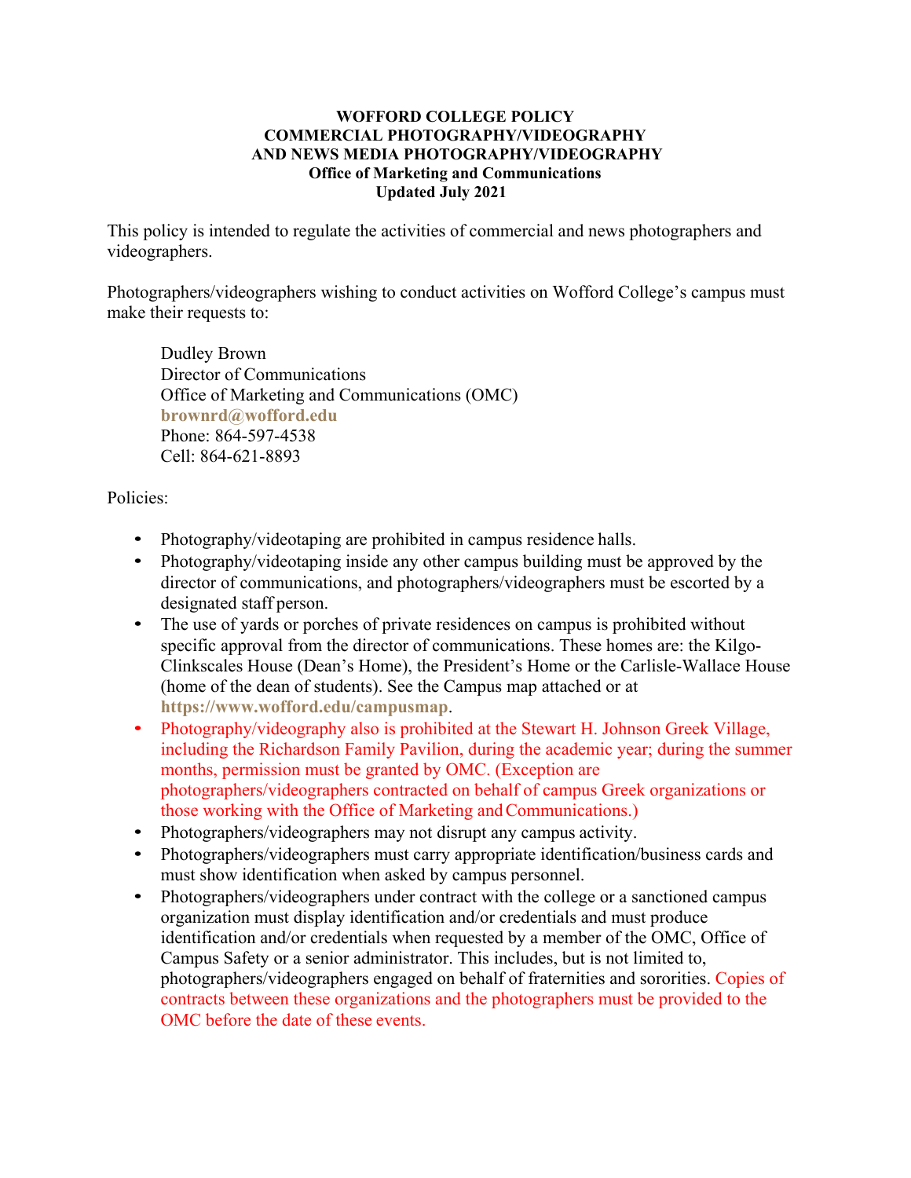**WOFFORD COLLEGE POLICY**
**COMMERCIAL PHOTOGRAPHY/VIDEOGRAPHY**
**AND NEWS MEDIA PHOTOGRAPHY/VIDEOGRAPHY**
**Office of Marketing and Communications**
**Updated July 2021**

This policy is intended to regulate the activities of commercial and news photographers and videographers.

Photographers/videographers wishing to conduct activities on Wofford College's campus must make their requests to:

> Dudley Brown
> Director of Communications
> Office of Marketing and Communications (OMC)
> **brownrd@wofford.edu**
> Phone: 864-597-4538
> Cell: 864-621-8893

Policies:

- Photography/videotaping are prohibited in campus residence halls.
- Photography/videotaping inside any other campus building must be approved by the director of communications, and photographers/videographers must be escorted by a designated staff person.
- The use of yards or porches of private residences on campus is prohibited without specific approval from the director of communications. These homes are: the Kilgo-Clinkscales House (Dean's Home), the President's Home or the Carlisle-Wallace House (home of the dean of students). See the Campus map attached or at **https://www.wofford.edu/campusmap**.
- Photography/videography also is prohibited at the Stewart H. Johnson Greek Village, including the Richardson Family Pavilion, during the academic year; during the summer months, permission must be granted by OMC. (Exception are photographers/videographers contracted on behalf of campus Greek organizations or those working with the Office of Marketing and Communications.)
- Photographers/videographers may not disrupt any campus activity.
- Photographers/videographers must carry appropriate identification/business cards and must show identification when asked by campus personnel.
- Photographers/videographers under contract with the college or a sanctioned campus organization must display identification and/or credentials and must produce identification and/or credentials when requested by a member of the OMC, Office of Campus Safety or a senior administrator. This includes, but is not limited to, photographers/videographers engaged on behalf of fraternities and sororities. Copies of contracts between these organizations and the photographers must be provided to the OMC before the date of these events.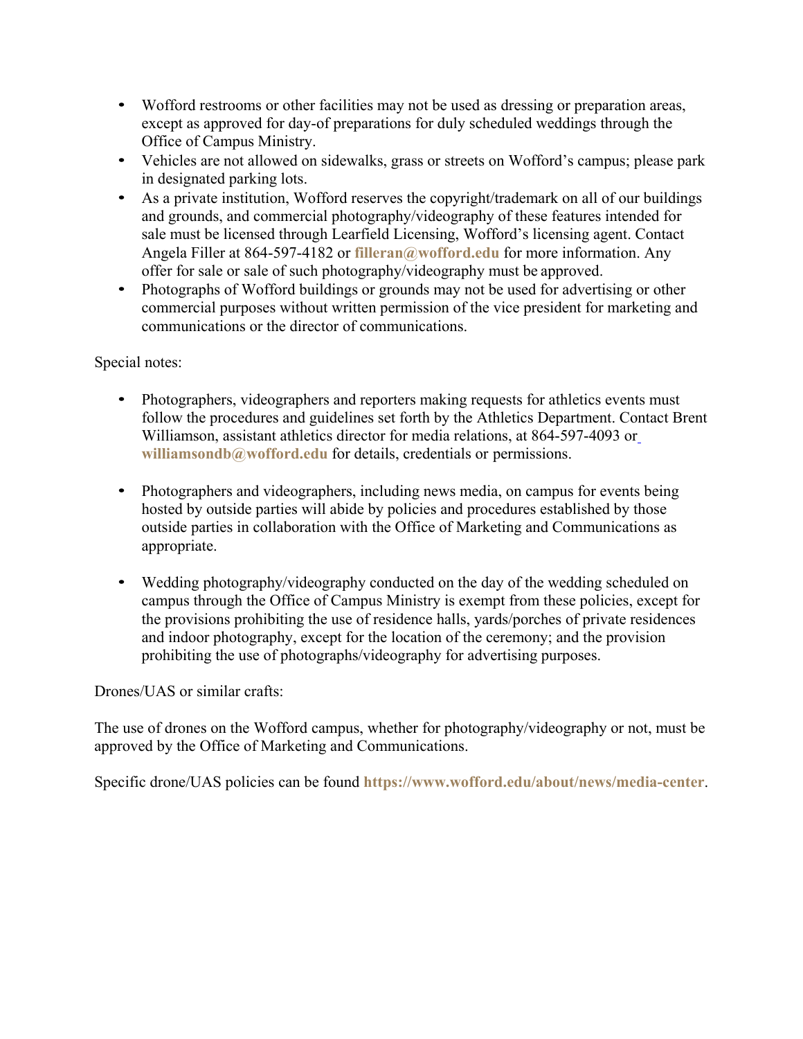- Wofford restrooms or other facilities may not be used as dressing or preparation areas, except as approved for day-of preparations for duly scheduled weddings through the Office of Campus Ministry.
- Vehicles are not allowed on sidewalks, grass or streets on Wofford's campus; please park in designated parking lots.
- As a private institution, Wofford reserves the copyright/trademark on all of our buildings and grounds, and commercial photography/videography of these features intended for sale must be licensed through Learfield Licensing, Wofford's licensing agent. Contact Angela Filler at 864-597-4182 or **filleran@wofford.edu** for more information. Any offer for sale or sale of such photography/videography must be approved.
- Photographs of Wofford buildings or grounds may not be used for advertising or other commercial purposes without written permission of the vice president for marketing and communications or the director of communications.

Special notes:

- Photographers, videographers and reporters making requests for athletics events must follow the procedures and guidelines set forth by the Athletics Department. Contact Brent Williamson, assistant athletics director for media relations, at 864-597-4093 or **williamsondb@wofford.edu** for details, credentials or permissions.

- Photographers and videographers, including news media, on campus for events being hosted by outside parties will abide by policies and procedures established by those outside parties in collaboration with the Office of Marketing and Communications as appropriate.

- Wedding photography/videography conducted on the day of the wedding scheduled on campus through the Office of Campus Ministry is exempt from these policies, except for the provisions prohibiting the use of residence halls, yards/porches of private residences and indoor photography, except for the location of the ceremony; and the provision prohibiting the use of photographs/videography for advertising purposes.

Drones/UAS or similar crafts:

The use of drones on the Wofford campus, whether for photography/videography or not, must be approved by the Office of Marketing and Communications.

Specific drone/UAS policies can be found **https://www.wofford.edu/about/news/media-center**.